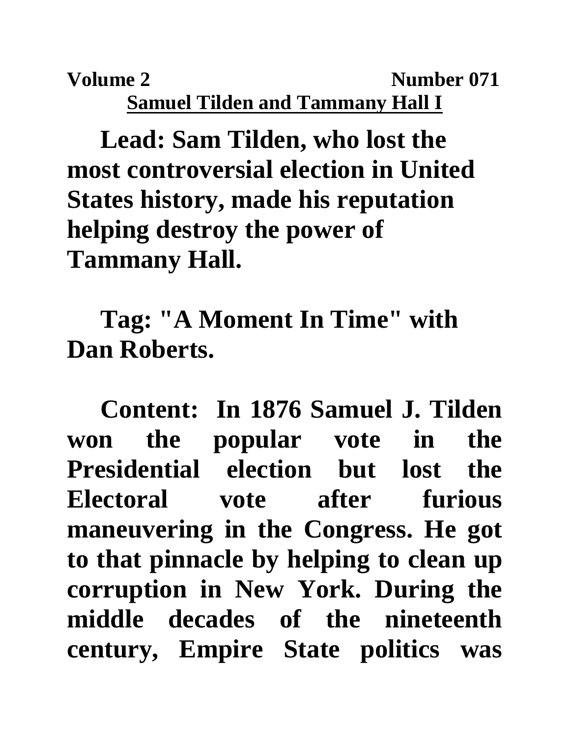**Volume 2** **Number 071**

**Samuel Tilden and Tammany Hall I**

**Lead: Sam Tilden, who lost the most controversial election in United States history, made his reputation helping destroy the power of Tammany Hall.**

**Tag: "A Moment In Time" with Dan Roberts.**

**Content: In 1876 Samuel J. Tilden won the popular vote in the Presidential election but lost the Electoral vote after furious maneuvering in the Congress. He got to that pinnacle by helping to clean up corruption in New York. During the middle decades of the nineteenth century, Empire State politics was**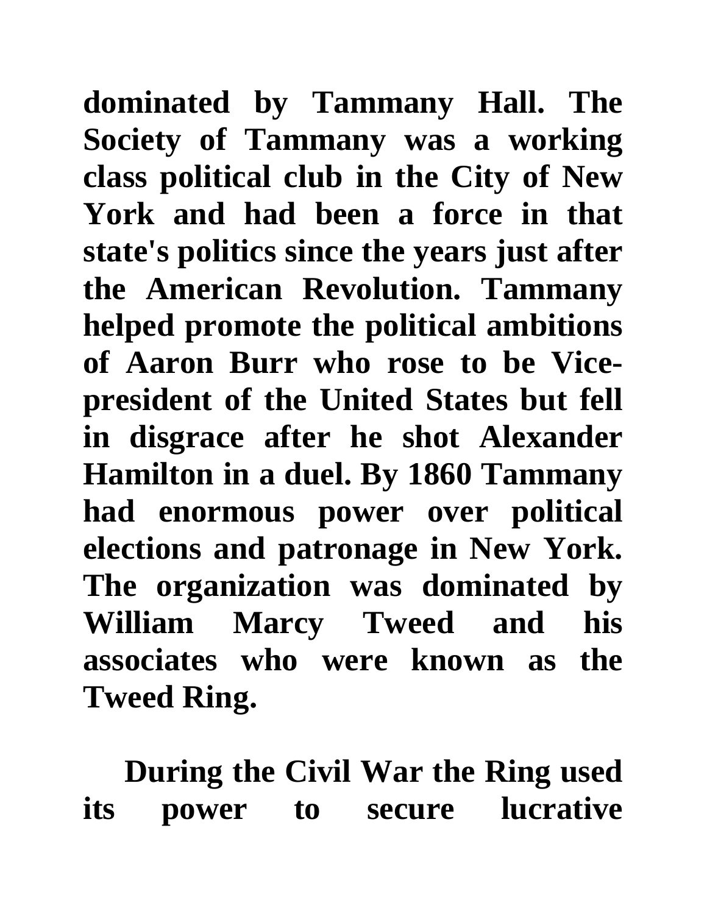dominated by Tammany Hall. The Society of Tammany was a working class political club in the City of New York and had been a force in that state's politics since the years just after the American Revolution. Tammany helped promote the political ambitions of Aaron Burr who rose to be Vice-president of the United States but fell in disgrace after he shot Alexander Hamilton in a duel. By 1860 Tammany had enormous power over political elections and patronage in New York. The organization was dominated by William Marcy Tweed and his associates who were known as the Tweed Ring.

During the Civil War the Ring used its power to secure lucrative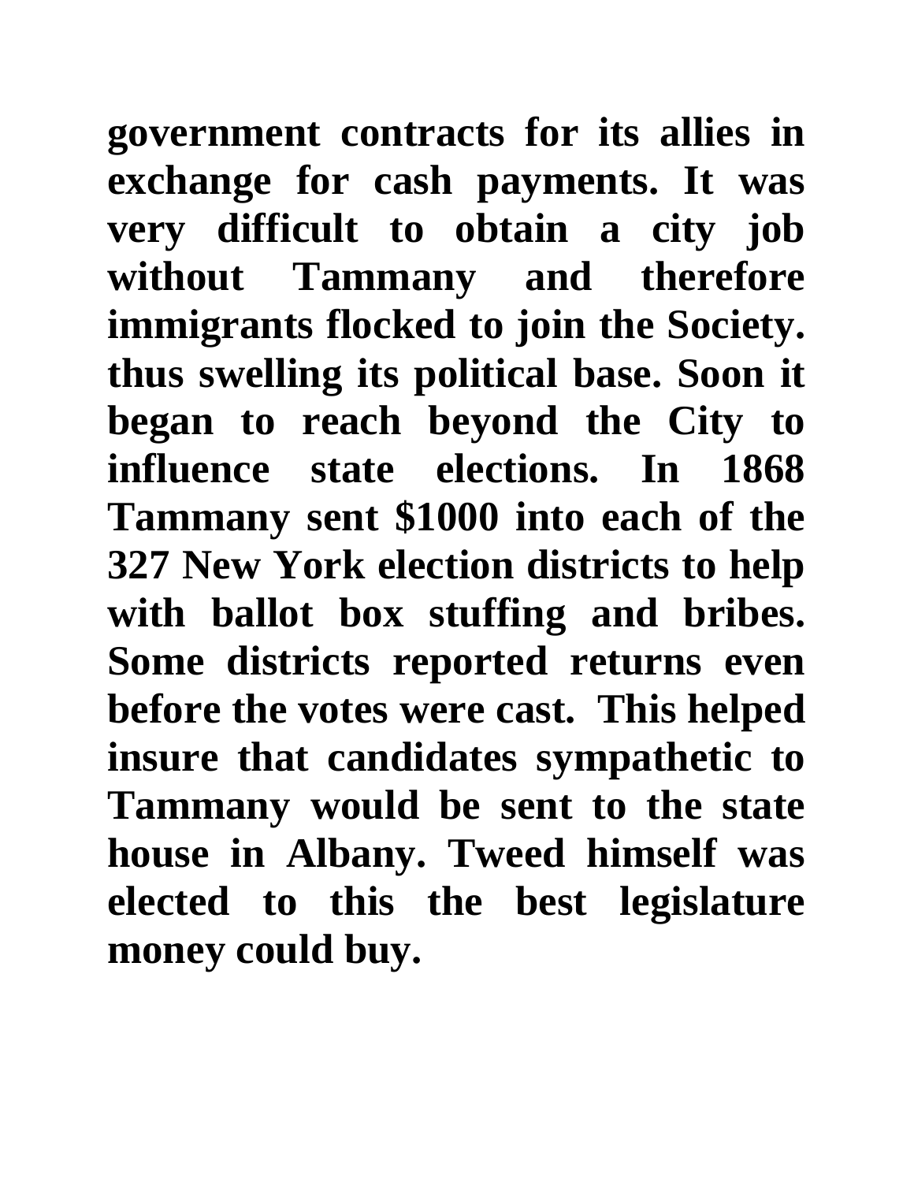**government contracts for its allies in exchange for cash payments. It was very difficult to obtain a city job without Tammany and therefore immigrants flocked to join the Society. thus swelling its political base. Soon it began to reach beyond the City to influence state elections. In 1868 Tammany sent $1000 into each of the 327 New York election districts to help with ballot box stuffing and bribes. Some districts reported returns even before the votes were cast. This helped insure that candidates sympathetic to Tammany would be sent to the state house in Albany. Tweed himself was elected to this the best legislature money could buy.**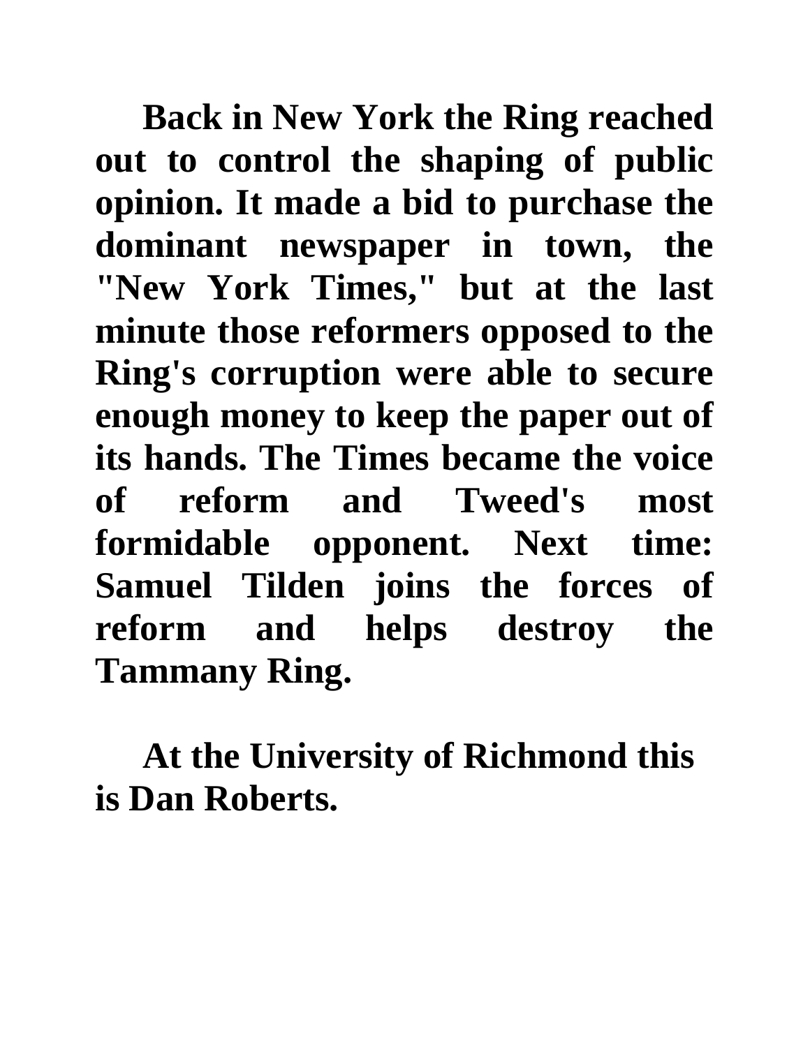**Back in New York the Ring reached out to control the shaping of public opinion. It made a bid to purchase the dominant newspaper in town, the "New York Times," but at the last minute those reformers opposed to the Ring's corruption were able to secure enough money to keep the paper out of its hands. The Times became the voice of reform and Tweed's most formidable opponent. Next time: Samuel Tilden joins the forces of reform and helps destroy the Tammany Ring.**

**At the University of Richmond this is Dan Roberts.**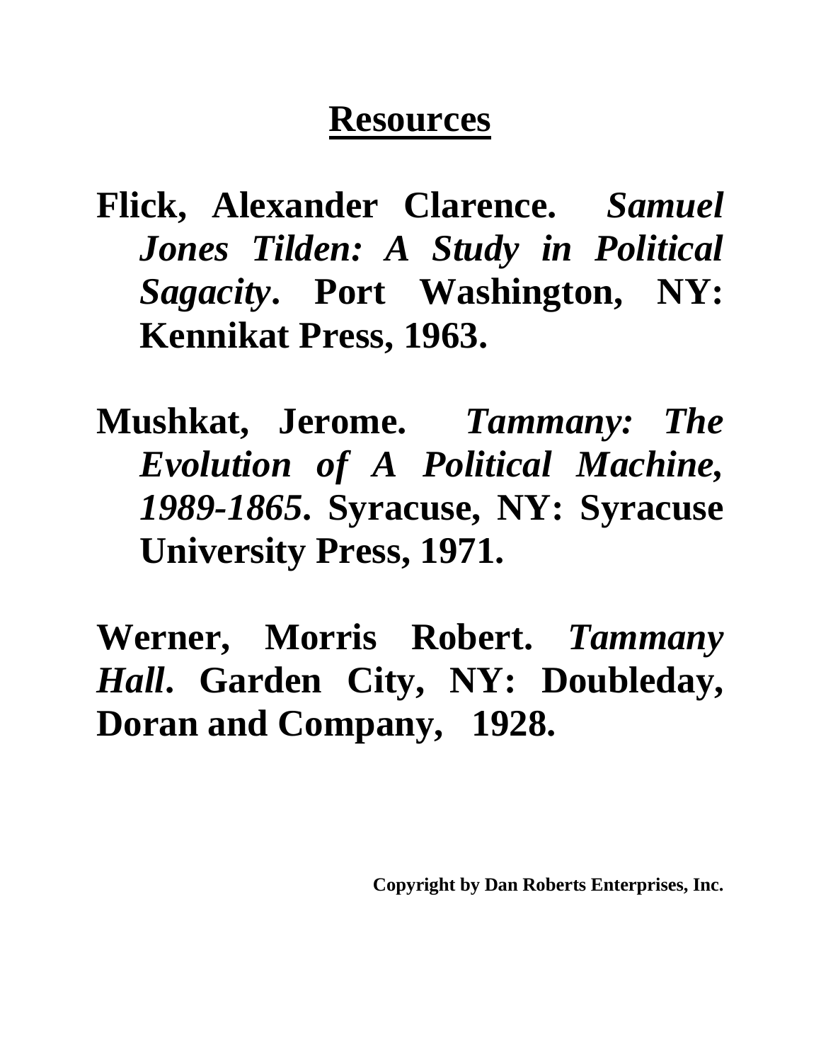# Resources

**Flick, Alexander Clarence. *Samuel Jones Tilden: A Study in Political Sagacity*. Port Washington, NY: Kennikat Press, 1963.**

**Mushkat, Jerome. *Tammany: The Evolution of A Political Machine, 1989-1865*. Syracuse, NY: Syracuse University Press, 1971.**

**Werner, Morris Robert. *Tammany Hall*. Garden City, NY: Doubleday, Doran and Company, 1928.**

**Copyright by Dan Roberts Enterprises, Inc.**